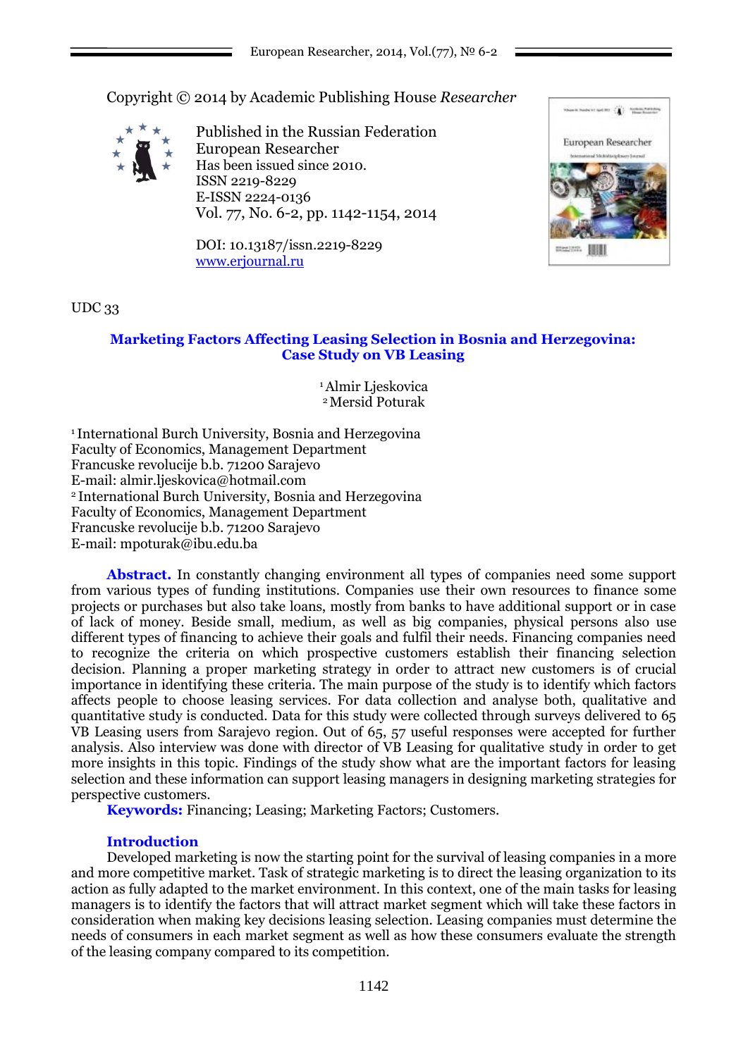Copyright © 2014 by Academic Publishing House *Researcher*

Published in the Russian Federation
European Researcher
Has been issued since 2010.
ISSN 2219-8229
E-ISSN 2224-0136
Vol. 77, No. 6-2, pp. 1142-1154, 2014

DOI: 10.13187/issn.2219-8229
www.erjournal.ru

UDC 33

# Marketing Factors Affecting Leasing Selection in Bosnia and Herzegovina: Case Study on VB Leasing

[1] Almir Ljeskovica
[2] Mersid Poturak

[1] International Burch University, Bosnia and Herzegovina
Faculty of Economics, Management Department
Francuske revolucije b.b. 71200 Sarajevo
E-mail: almir.ljeskovica@hotmail.com
[2] International Burch University, Bosnia and Herzegovina
Faculty of Economics, Management Department
Francuske revolucije b.b. 71200 Sarajevo
E-mail: mpoturak@ibu.edu.ba

**Abstract.** In constantly changing environment all types of companies need some support from various types of funding institutions. Companies use their own resources to finance some projects or purchases but also take loans, mostly from banks to have additional support or in case of lack of money. Beside small, medium, as well as big companies, physical persons also use different types of financing to achieve their goals and fulfil their needs. Financing companies need to recognize the criteria on which prospective customers establish their financing selection decision. Planning a proper marketing strategy in order to attract new customers is of crucial importance in identifying these criteria. The main purpose of the study is to identify which factors affects people to choose leasing services. For data collection and analyse both, qualitative and quantitative study is conducted. Data for this study were collected through surveys delivered to 65 VB Leasing users from Sarajevo region. Out of 65, 57 useful responses were accepted for further analysis. Also interview was done with director of VB Leasing for qualitative study in order to get more insights in this topic. Findings of the study show what are the important factors for leasing selection and these information can support leasing managers in designing marketing strategies for perspective customers.

**Keywords:** Financing; Leasing; Marketing Factors; Customers.

## Introduction

Developed marketing is now the starting point for the survival of leasing companies in a more and more competitive market. Task of strategic marketing is to direct the leasing organization to its action as fully adapted to the market environment. In this context, one of the main tasks for leasing managers is to identify the factors that will attract market segment which will take these factors in consideration when making key decisions leasing selection. Leasing companies must determine the needs of consumers in each market segment as well as how these consumers evaluate the strength of the leasing company compared to its competition.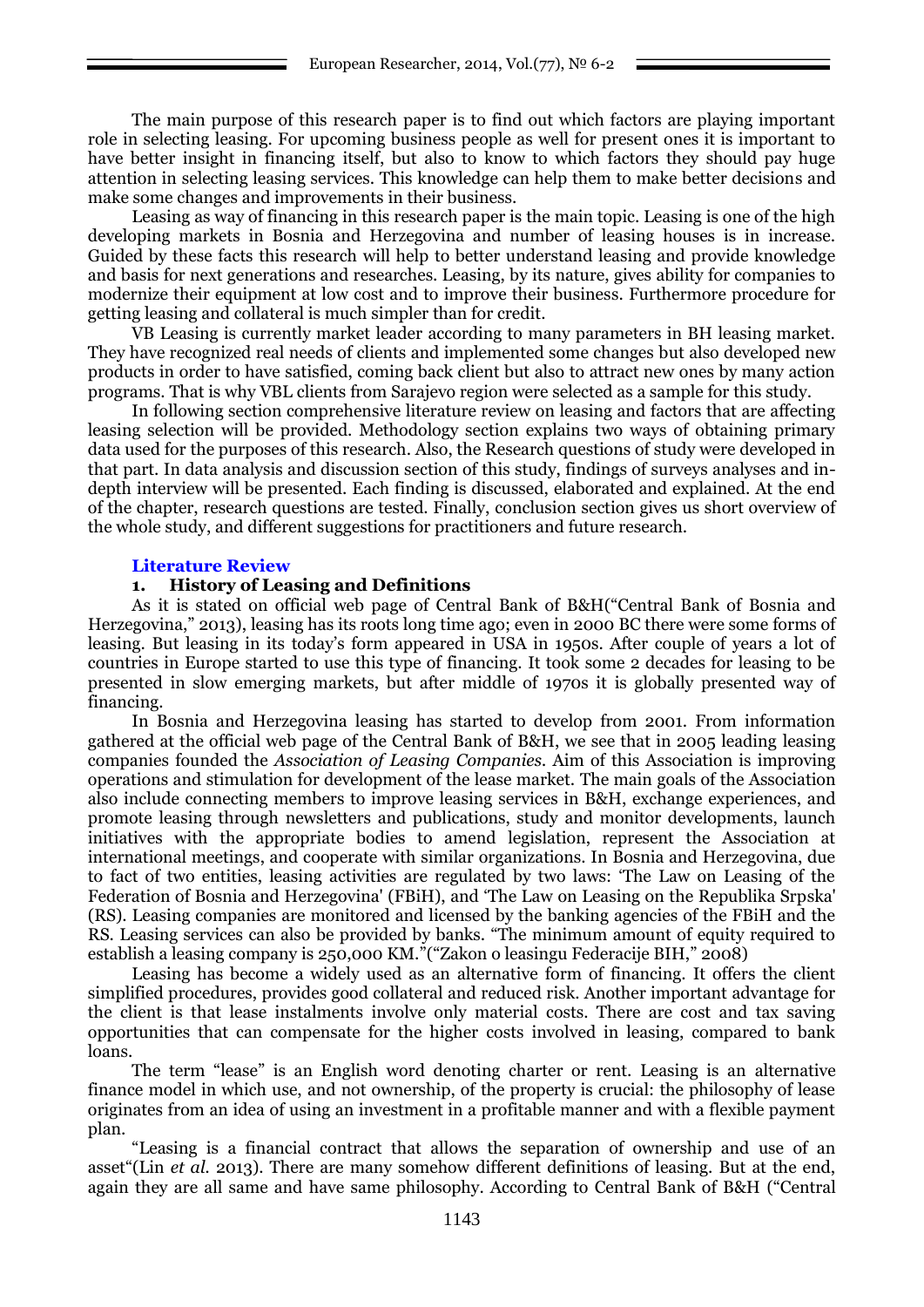The main purpose of this research paper is to find out which factors are playing important role in selecting leasing. For upcoming business people as well for present ones it is important to have better insight in financing itself, but also to know to which factors they should pay huge attention in selecting leasing services. This knowledge can help them to make better decisions and make some changes and improvements in their business.

Leasing as way of financing in this research paper is the main topic. Leasing is one of the high developing markets in Bosnia and Herzegovina and number of leasing houses is in increase. Guided by these facts this research will help to better understand leasing and provide knowledge and basis for next generations and researches. Leasing, by its nature, gives ability for companies to modernize their equipment at low cost and to improve their business. Furthermore procedure for getting leasing and collateral is much simpler than for credit.

VB Leasing is currently market leader according to many parameters in BH leasing market. They have recognized real needs of clients and implemented some changes but also developed new products in order to have satisfied, coming back client but also to attract new ones by many action programs. That is why VBL clients from Sarajevo region were selected as a sample for this study.

In following section comprehensive literature review on leasing and factors that are affecting leasing selection will be provided. Methodology section explains two ways of obtaining primary data used for the purposes of this research. Also, the Research questions of study were developed in that part. In data analysis and discussion section of this study, findings of surveys analyses and in-depth interview will be presented. Each finding is discussed, elaborated and explained. At the end of the chapter, research questions are tested. Finally, conclusion section gives us short overview of the whole study, and different suggestions for practitioners and future research.

## Literature Review

### 1. History of Leasing and Definitions

As it is stated on official web page of Central Bank of B&H("Central Bank of Bosnia and Herzegovina," 2013), leasing has its roots long time ago; even in 2000 BC there were some forms of leasing. But leasing in its today's form appeared in USA in 1950s. After couple of years a lot of countries in Europe started to use this type of financing. It took some 2 decades for leasing to be presented in slow emerging markets, but after middle of 1970s it is globally presented way of financing.

In Bosnia and Herzegovina leasing has started to develop from 2001. From information gathered at the official web page of the Central Bank of B&H, we see that in 2005 leading leasing companies founded the *Association of Leasing Companies*. Aim of this Association is improving operations and stimulation for development of the lease market. The main goals of the Association also include connecting members to improve leasing services in B&H, exchange experiences, and promote leasing through newsletters and publications, study and monitor developments, launch initiatives with the appropriate bodies to amend legislation, represent the Association at international meetings, and cooperate with similar organizations. In Bosnia and Herzegovina, due to fact of two entities, leasing activities are regulated by two laws: 'The Law on Leasing of the Federation of Bosnia and Herzegovina' (FBiH), and 'The Law on Leasing on the Republika Srpska' (RS). Leasing companies are monitored and licensed by the banking agencies of the FBiH and the RS. Leasing services can also be provided by banks. "The minimum amount of equity required to establish a leasing company is 250,000 KM."("Zakon o leasingu Federacije BIH," 2008)

Leasing has become a widely used as an alternative form of financing. It offers the client simplified procedures, provides good collateral and reduced risk. Another important advantage for the client is that lease instalments involve only material costs. There are cost and tax saving opportunities that can compensate for the higher costs involved in leasing, compared to bank loans.

The term "lease" is an English word denoting charter or rent. Leasing is an alternative finance model in which use, and not ownership, of the property is crucial: the philosophy of lease originates from an idea of using an investment in a profitable manner and with a flexible payment plan.

"Leasing is a financial contract that allows the separation of ownership and use of an asset"(Lin *et al.* 2013). There are many somehow different definitions of leasing. But at the end, again they are all same and have same philosophy. According to Central Bank of B&H ("Central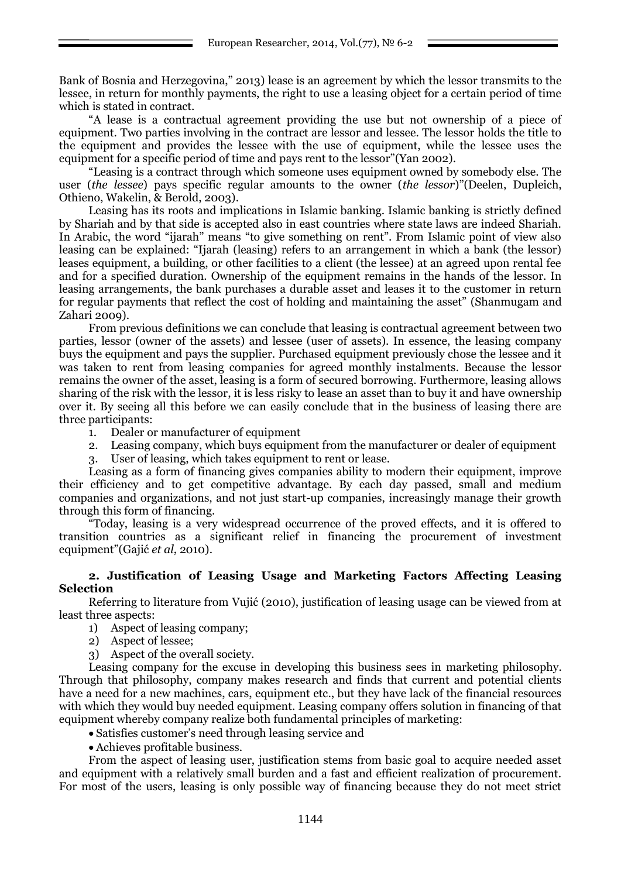Bank of Bosnia and Herzegovina," 2013) lease is an agreement by which the lessor transmits to the lessee, in return for monthly payments, the right to use a leasing object for a certain period of time which is stated in contract.

"A lease is a contractual agreement providing the use but not ownership of a piece of equipment. Two parties involving in the contract are lessor and lessee. The lessor holds the title to the equipment and provides the lessee with the use of equipment, while the lessee uses the equipment for a specific period of time and pays rent to the lessor"(Yan 2002).

"Leasing is a contract through which someone uses equipment owned by somebody else. The user (*the lessee*) pays specific regular amounts to the owner (*the lessor*)"(Deelen, Dupleich, Othieno, Wakelin, & Berold, 2003).

Leasing has its roots and implications in Islamic banking. Islamic banking is strictly defined by Shariah and by that side is accepted also in east countries where state laws are indeed Shariah. In Arabic, the word "ijarah" means "to give something on rent". From Islamic point of view also leasing can be explained: "Ijarah (leasing) refers to an arrangement in which a bank (the lessor) leases equipment, a building, or other facilities to a client (the lessee) at an agreed upon rental fee and for a specified duration. Ownership of the equipment remains in the hands of the lessor. In leasing arrangements, the bank purchases a durable asset and leases it to the customer in return for regular payments that reflect the cost of holding and maintaining the asset" (Shanmugam and Zahari 2009).

From previous definitions we can conclude that leasing is contractual agreement between two parties, lessor (owner of the assets) and lessee (user of assets). In essence, the leasing company buys the equipment and pays the supplier. Purchased equipment previously chose the lessee and it was taken to rent from leasing companies for agreed monthly instalments. Because the lessor remains the owner of the asset, leasing is a form of secured borrowing. Furthermore, leasing allows sharing of the risk with the lessor, it is less risky to lease an asset than to buy it and have ownership over it. By seeing all this before we can easily conclude that in the business of leasing there are three participants:

1. Dealer or manufacturer of equipment
2. Leasing company, which buys equipment from the manufacturer or dealer of equipment
3. User of leasing, which takes equipment to rent or lease.

Leasing as a form of financing gives companies ability to modern their equipment, improve their efficiency and to get competitive advantage. By each day passed, small and medium companies and organizations, and not just start-up companies, increasingly manage their growth through this form of financing.

"Today, leasing is a very widespread occurrence of the proved effects, and it is offered to transition countries as a significant relief in financing the procurement of investment equipment"(Gajić *et al*, 2010).

## 2. Justification of Leasing Usage and Marketing Factors Affecting Leasing Selection

Referring to literature from Vujić (2010), justification of leasing usage can be viewed from at least three aspects:

1) Aspect of leasing company;
2) Aspect of lessee;
3) Aspect of the overall society.

Leasing company for the excuse in developing this business sees in marketing philosophy. Through that philosophy, company makes research and finds that current and potential clients have a need for a new machines, cars, equipment etc., but they have lack of the financial resources with which they would buy needed equipment. Leasing company offers solution in financing of that equipment whereby company realize both fundamental principles of marketing:

- Satisfies customer's need through leasing service and
- Achieves profitable business.

From the aspect of leasing user, justification stems from basic goal to acquire needed asset and equipment with a relatively small burden and a fast and efficient realization of procurement. For most of the users, leasing is only possible way of financing because they do not meet strict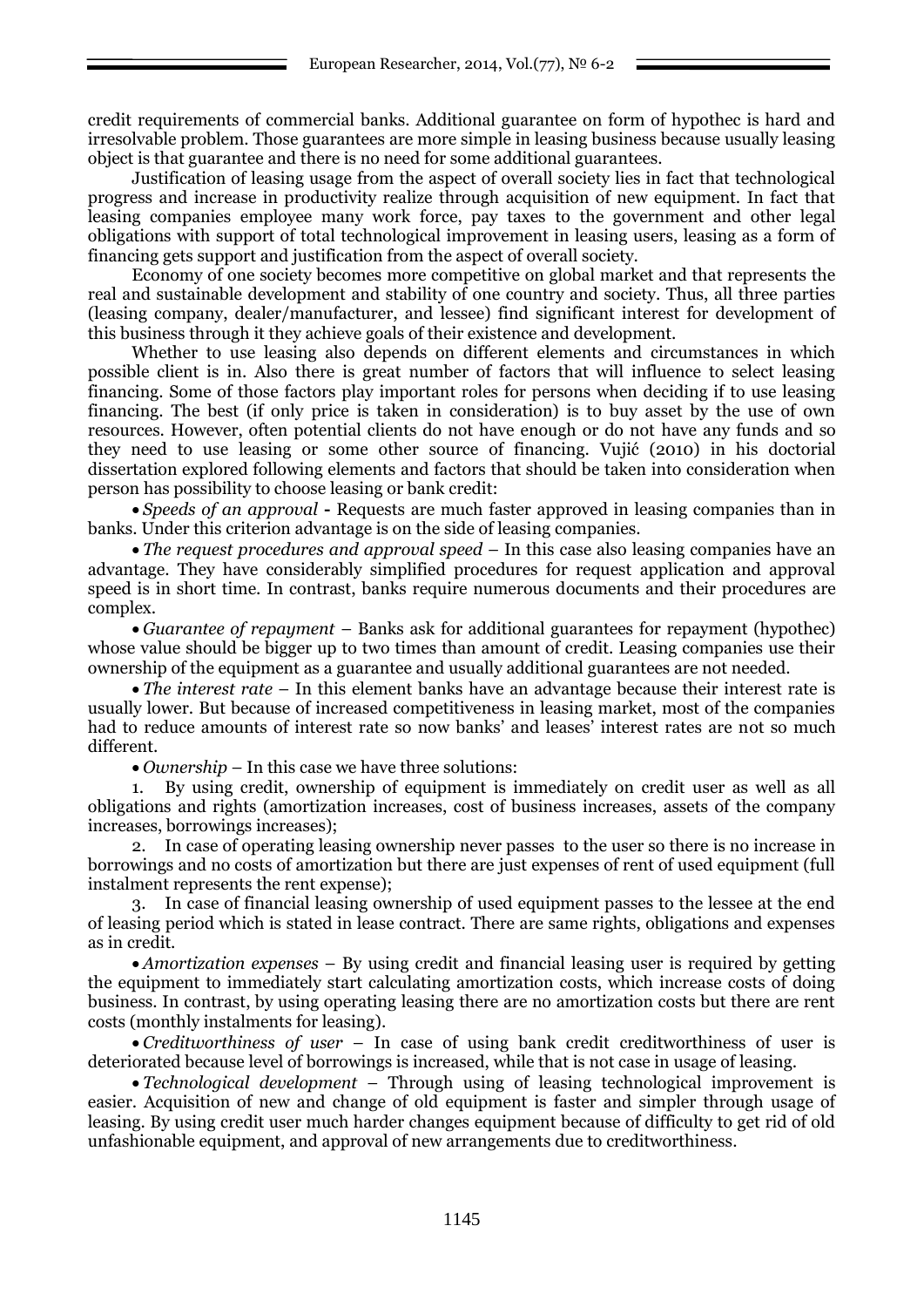credit requirements of commercial banks. Additional guarantee on form of hypothec is hard and irresolvable problem. Those guarantees are more simple in leasing business because usually leasing object is that guarantee and there is no need for some additional guarantees.

Justification of leasing usage from the aspect of overall society lies in fact that technological progress and increase in productivity realize through acquisition of new equipment. In fact that leasing companies employee many work force, pay taxes to the government and other legal obligations with support of total technological improvement in leasing users, leasing as a form of financing gets support and justification from the aspect of overall society.

Economy of one society becomes more competitive on global market and that represents the real and sustainable development and stability of one country and society. Thus, all three parties (leasing company, dealer/manufacturer, and lessee) find significant interest for development of this business through it they achieve goals of their existence and development.

Whether to use leasing also depends on different elements and circumstances in which possible client is in. Also there is great number of factors that will influence to select leasing financing. Some of those factors play important roles for persons when deciding if to use leasing financing. The best (if only price is taken in consideration) is to buy asset by the use of own resources. However, often potential clients do not have enough or do not have any funds and so they need to use leasing or some other source of financing. Vujić (2010) in his doctorial dissertation explored following elements and factors that should be taken into consideration when person has possibility to choose leasing or bank credit:

- *Speeds of an approval* **-** Requests are much faster approved in leasing companies than in banks. Under this criterion advantage is on the side of leasing companies.
- *The request procedures and approval speed* – In this case also leasing companies have an advantage. They have considerably simplified procedures for request application and approval speed is in short time. In contrast, banks require numerous documents and their procedures are complex.
- *Guarantee of repayment* – Banks ask for additional guarantees for repayment (hypothec) whose value should be bigger up to two times than amount of credit. Leasing companies use their ownership of the equipment as a guarantee and usually additional guarantees are not needed.
- *The interest rate* – In this element banks have an advantage because their interest rate is usually lower. But because of increased competitiveness in leasing market, most of the companies had to reduce amounts of interest rate so now banks' and leases' interest rates are not so much different.
- *Ownership* – In this case we have three solutions:

1. By using credit, ownership of equipment is immediately on credit user as well as all obligations and rights (amortization increases, cost of business increases, assets of the company increases, borrowings increases);
2. In case of operating leasing ownership never passes to the user so there is no increase in borrowings and no costs of amortization but there are just expenses of rent of used equipment (full instalment represents the rent expense);
3. In case of financial leasing ownership of used equipment passes to the lessee at the end of leasing period which is stated in lease contract. There are same rights, obligations and expenses as in credit.

- *Amortization expenses* – By using credit and financial leasing user is required by getting the equipment to immediately start calculating amortization costs, which increase costs of doing business. In contrast, by using operating leasing there are no amortization costs but there are rent costs (monthly instalments for leasing).
- *Creditworthiness of user* – In case of using bank credit creditworthiness of user is deteriorated because level of borrowings is increased, while that is not case in usage of leasing.
- *Technological development* – Through using of leasing technological improvement is easier. Acquisition of new and change of old equipment is faster and simpler through usage of leasing. By using credit user much harder changes equipment because of difficulty to get rid of old unfashionable equipment, and approval of new arrangements due to creditworthiness.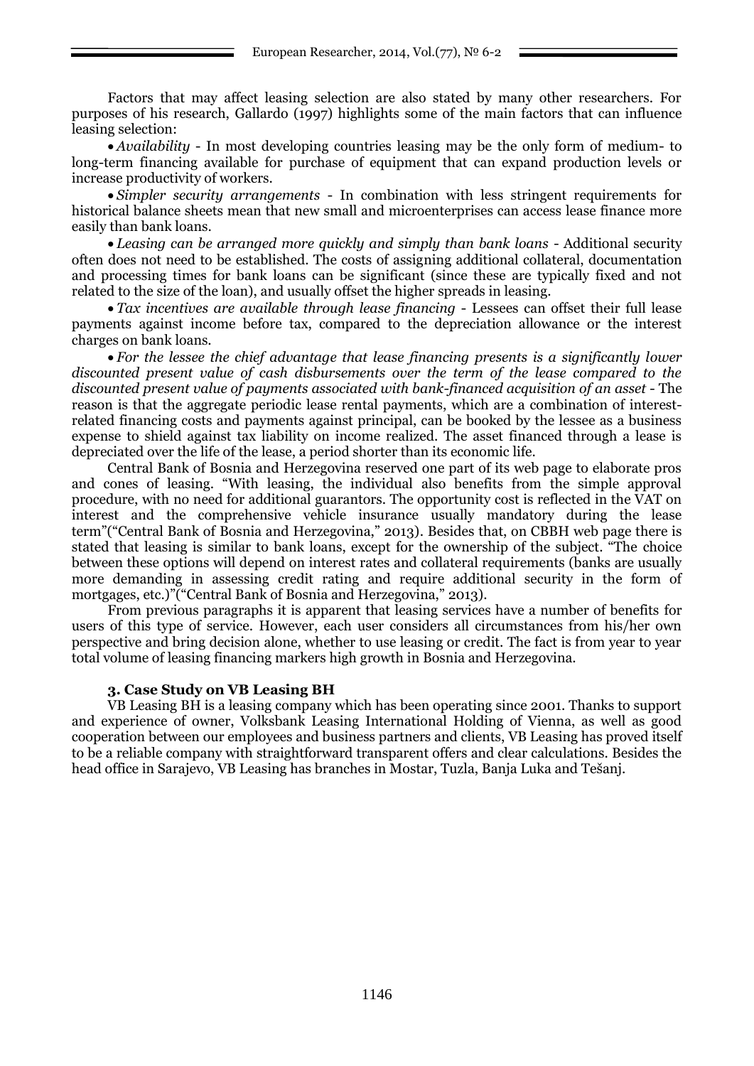Factors that may affect leasing selection are also stated by many other researchers. For purposes of his research, Gallardo (1997) highlights some of the main factors that can influence leasing selection:

- *Availability* - In most developing countries leasing may be the only form of medium- to long-term financing available for purchase of equipment that can expand production levels or increase productivity of workers.
- *Simpler security arrangements* - In combination with less stringent requirements for historical balance sheets mean that new small and microenterprises can access lease finance more easily than bank loans.
- *Leasing can be arranged more quickly and simply than bank loans* - Additional security often does not need to be established. The costs of assigning additional collateral, documentation and processing times for bank loans can be significant (since these are typically fixed and not related to the size of the loan), and usually offset the higher spreads in leasing.
- *Tax incentives are available through lease financing* - Lessees can offset their full lease payments against income before tax, compared to the depreciation allowance or the interest charges on bank loans.
- *For the lessee the chief advantage that lease financing presents is a significantly lower discounted present value of cash disbursements over the term of the lease compared to the discounted present value of payments associated with bank-financed acquisition of an asset* - The reason is that the aggregate periodic lease rental payments, which are a combination of interest-related financing costs and payments against principal, can be booked by the lessee as a business expense to shield against tax liability on income realized. The asset financed through a lease is depreciated over the life of the lease, a period shorter than its economic life.

Central Bank of Bosnia and Herzegovina reserved one part of its web page to elaborate pros and cones of leasing. "With leasing, the individual also benefits from the simple approval procedure, with no need for additional guarantors. The opportunity cost is reflected in the VAT on interest and the comprehensive vehicle insurance usually mandatory during the lease term"("Central Bank of Bosnia and Herzegovina," 2013). Besides that, on CBBH web page there is stated that leasing is similar to bank loans, except for the ownership of the subject. "The choice between these options will depend on interest rates and collateral requirements (banks are usually more demanding in assessing credit rating and require additional security in the form of mortgages, etc.)"("Central Bank of Bosnia and Herzegovina," 2013).

From previous paragraphs it is apparent that leasing services have a number of benefits for users of this type of service. However, each user considers all circumstances from his/her own perspective and bring decision alone, whether to use leasing or credit. The fact is from year to year total volume of leasing financing markers high growth in Bosnia and Herzegovina.

### 3. Case Study on VB Leasing BH

VB Leasing BH is a leasing company which has been operating since 2001. Thanks to support and experience of owner, Volksbank Leasing International Holding of Vienna, as well as good cooperation between our employees and business partners and clients, VB Leasing has proved itself to be a reliable company with straightforward transparent offers and clear calculations. Besides the head office in Sarajevo, VB Leasing has branches in Mostar, Tuzla, Banja Luka and Tešanj.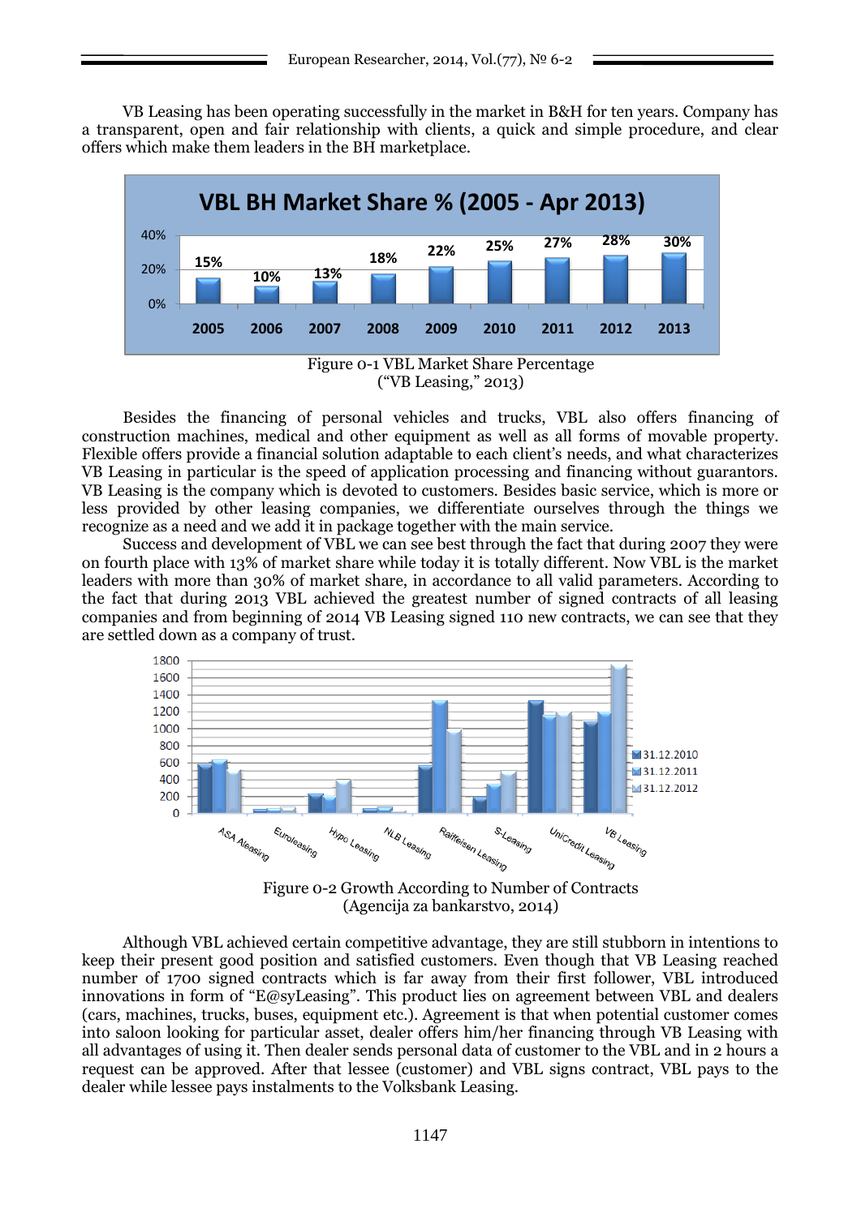VB Leasing has been operating successfully in the market in B&H for ten years. Company has a transparent, open and fair relationship with clients, a quick and simple procedure, and clear offers which make them leaders in the BH marketplace.

Figure 0-1 VBL Market Share Percentage
("VB Leasing," 2013)

Besides the financing of personal vehicles and trucks, VBL also offers financing of construction machines, medical and other equipment as well as all forms of movable property. Flexible offers provide a financial solution adaptable to each client's needs, and what characterizes VB Leasing in particular is the speed of application processing and financing without guarantors. VB Leasing is the company which is devoted to customers. Besides basic service, which is more or less provided by other leasing companies, we differentiate ourselves through the things we recognize as a need and we add it in package together with the main service.

Success and development of VBL we can see best through the fact that during 2007 they were on fourth place with 13% of market share while today it is totally different. Now VBL is the market leaders with more than 30% of market share, in accordance to all valid parameters. According to the fact that during 2013 VBL achieved the greatest number of signed contracts of all leasing companies and from beginning of 2014 VB Leasing signed 110 new contracts, we can see that they are settled down as a company of trust.

Figure 0-2 Growth According to Number of Contracts
(Agencija za bankarstvo, 2014)

Although VBL achieved certain competitive advantage, they are still stubborn in intentions to keep their present good position and satisfied customers. Even though that VB Leasing reached number of 1700 signed contracts which is far away from their first follower, VBL introduced innovations in form of "E@syLeasing". This product lies on agreement between VBL and dealers (cars, machines, trucks, buses, equipment etc.). Agreement is that when potential customer comes into saloon looking for particular asset, dealer offers him/her financing through VB Leasing with all advantages of using it. Then dealer sends personal data of customer to the VBL and in 2 hours a request can be approved. After that lessee (customer) and VBL signs contract, VBL pays to the dealer while lessee pays instalments to the Volksbank Leasing.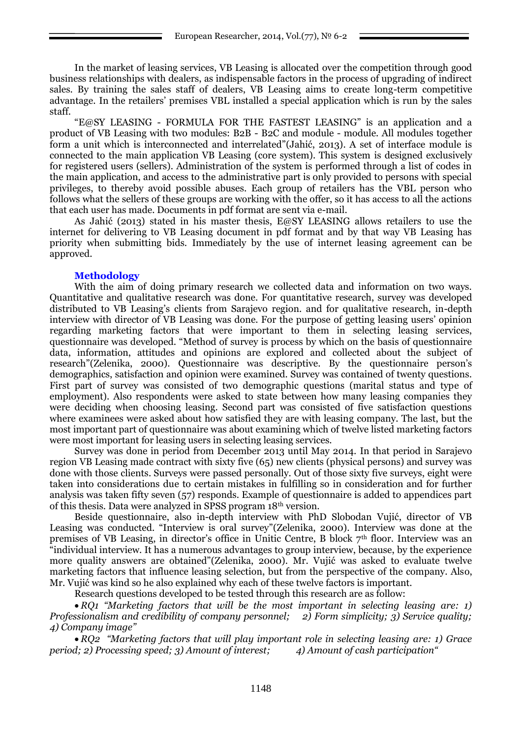In the market of leasing services, VB Leasing is allocated over the competition through good business relationships with dealers, as indispensable factors in the process of upgrading of indirect sales. By training the sales staff of dealers, VB Leasing aims to create long-term competitive advantage. In the retailers' premises VBL installed a special application which is run by the sales staff.

"E@SY LEASING - FORMULA FOR THE FASTEST LEASING" is an application and a product of VB Leasing with two modules: B2B - B2C and module - module. All modules together form a unit which is interconnected and interrelated"(Jahić, 2013). A set of interface module is connected to the main application VB Leasing (core system). This system is designed exclusively for registered users (sellers). Administration of the system is performed through a list of codes in the main application, and access to the administrative part is only provided to persons with special privileges, to thereby avoid possible abuses. Each group of retailers has the VBL person who follows what the sellers of these groups are working with the offer, so it has access to all the actions that each user has made. Documents in pdf format are sent via e-mail.

As Jahić (2013) stated in his master thesis, E@SY LEASING allows retailers to use the internet for delivering to VB Leasing document in pdf format and by that way VB Leasing has priority when submitting bids. Immediately by the use of internet leasing agreement can be approved.

## Methodology

With the aim of doing primary research we collected data and information on two ways. Quantitative and qualitative research was done. For quantitative research, survey was developed distributed to VB Leasing's clients from Sarajevo region. and for qualitative research, in-depth interview with director of VB Leasing was done. For the purpose of getting leasing users' opinion regarding marketing factors that were important to them in selecting leasing services, questionnaire was developed. "Method of survey is process by which on the basis of questionnaire data, information, attitudes and opinions are explored and collected about the subject of research"(Zelenika, 2000). Questionnaire was descriptive. By the questionnaire person's demographics, satisfaction and opinion were examined. Survey was contained of twenty questions. First part of survey was consisted of two demographic questions (marital status and type of employment). Also respondents were asked to state between how many leasing companies they were deciding when choosing leasing. Second part was consisted of five satisfaction questions where examinees were asked about how satisfied they are with leasing company. The last, but the most important part of questionnaire was about examining which of twelve listed marketing factors were most important for leasing users in selecting leasing services.

Survey was done in period from December 2013 until May 2014. In that period in Sarajevo region VB Leasing made contract with sixty five (65) new clients (physical persons) and survey was done with those clients. Surveys were passed personally. Out of those sixty five surveys, eight were taken into considerations due to certain mistakes in fulfilling so in consideration and for further analysis was taken fifty seven (57) responds. Example of questionnaire is added to appendices part of this thesis. Data were analyzed in SPSS program 18th version.

Beside questionnaire, also in-depth interview with PhD Slobodan Vujić, director of VB Leasing was conducted. "Interview is oral survey"(Zelenika, 2000). Interview was done at the premises of VB Leasing, in director's office in Unitic Centre, B block 7th floor. Interview was an "individual interview. It has a numerous advantages to group interview, because, by the experience more quality answers are obtained"(Zelenika, 2000). Mr. Vujić was asked to evaluate twelve marketing factors that influence leasing selection, but from the perspective of the company. Also, Mr. Vujić was kind so he also explained why each of these twelve factors is important.

Research questions developed to be tested through this research are as follow:

- *RQ1 "Marketing factors that will be the most important in selecting leasing are: 1) Professionalism and credibility of company personnel; 2) Form simplicity; 3) Service quality; 4) Company image"*
- *RQ2 "Marketing factors that will play important role in selecting leasing are: 1) Grace period; 2) Processing speed; 3) Amount of interest; 4) Amount of cash participation"*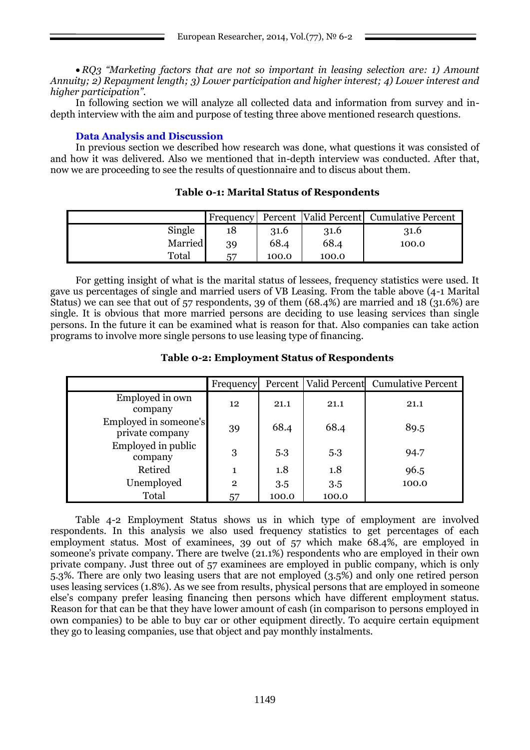- *RQ3 "Marketing factors that are not so important in leasing selection are: 1) Amount Annuity; 2) Repayment length; 3) Lower participation and higher interest; 4) Lower interest and higher participation".*

In following section we will analyze all collected data and information from survey and in-depth interview with the aim and purpose of testing three above mentioned research questions.

## Data Analysis and Discussion

In previous section we described how research was done, what questions it was consisted of and how it was delivered. Also we mentioned that in-depth interview was conducted. After that, now we are proceeding to see the results of questionnaire and to discus about them.

**Table 0-1: Marital Status of Respondents**

| | Frequency | Percent | Valid Percent | Cumulative Percent |
|---|---|---|---|---|
| Single | 18 | 31.6 | 31.6 | 31.6 |
| Married | 39 | 68.4 | 68.4 | 100.0 |
| Total | 57 | 100.0 | 100.0 | |

For getting insight of what is the marital status of lessees, frequency statistics were used. It gave us percentages of single and married users of VB Leasing. From the table above (4-1 Marital Status) we can see that out of 57 respondents, 39 of them (68.4%) are married and 18 (31.6%) are single. It is obvious that more married persons are deciding to use leasing services than single persons. In the future it can be examined what is reason for that. Also companies can take action programs to involve more single persons to use leasing type of financing.

**Table 0-2: Employment Status of Respondents**

| | Frequency | Percent | Valid Percent | Cumulative Percent |
|---|---|---|---|---|
| Employed in own company | 12 | 21.1 | 21.1 | 21.1 |
| Employed in someone's private company | 39 | 68.4 | 68.4 | 89.5 |
| Employed in public company | 3 | 5.3 | 5.3 | 94.7 |
| Retired | 1 | 1.8 | 1.8 | 96.5 |
| Unemployed | 2 | 3.5 | 3.5 | 100.0 |
| Total | 57 | 100.0 | 100.0 | |

Table 4-2 Employment Status shows us in which type of employment are involved respondents. In this analysis we also used frequency statistics to get percentages of each employment status. Most of examinees, 39 out of 57 which make 68.4%, are employed in someone's private company. There are twelve (21.1%) respondents who are employed in their own private company. Just three out of 57 examinees are employed in public company, which is only 5.3%. There are only two leasing users that are not employed (3.5%) and only one retired person uses leasing services (1.8%). As we see from results, physical persons that are employed in someone else's company prefer leasing financing then persons which have different employment status. Reason for that can be that they have lower amount of cash (in comparison to persons employed in own companies) to be able to buy car or other equipment directly. To acquire certain equipment they go to leasing companies, use that object and pay monthly instalments.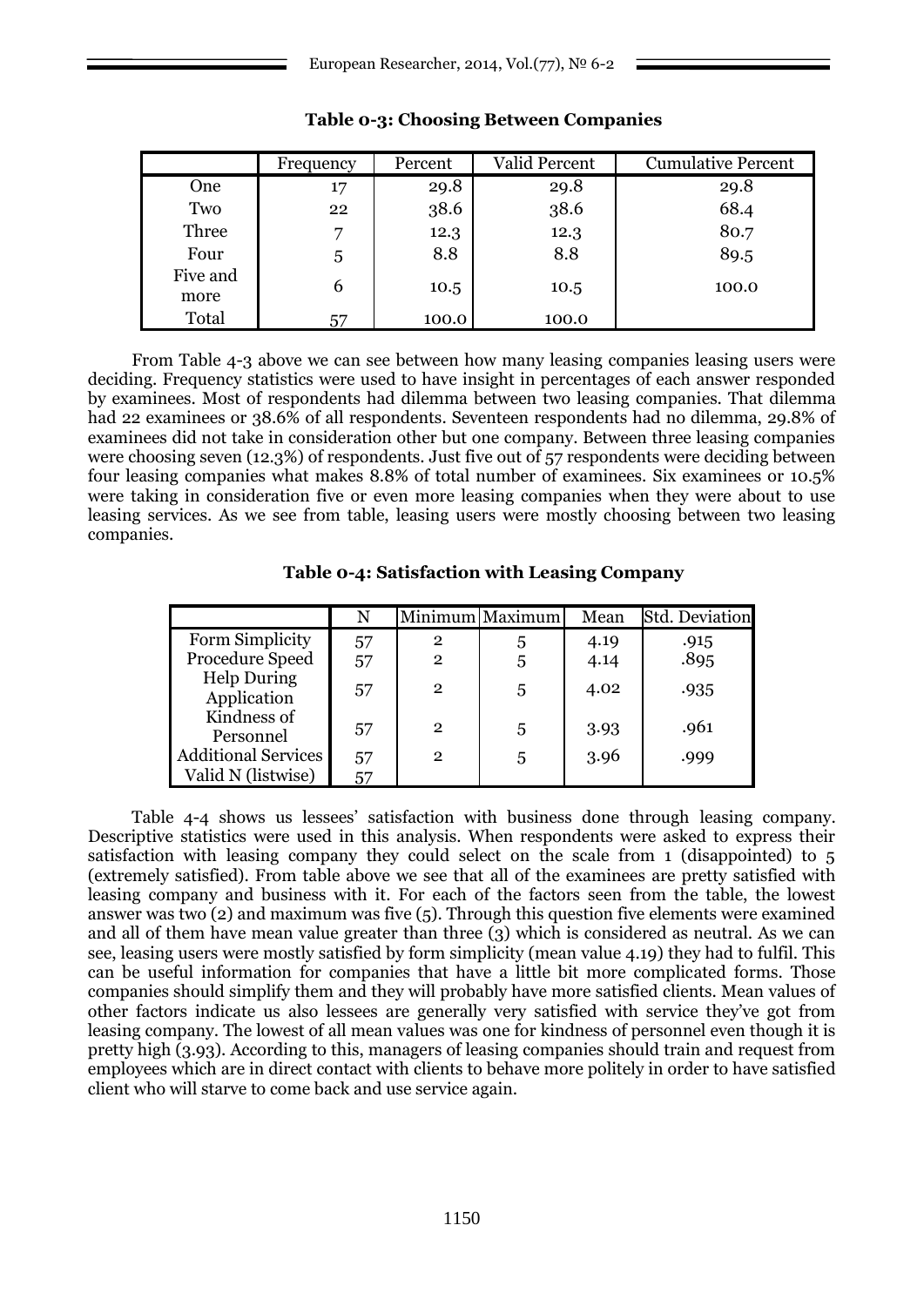**Table 0-3: Choosing Between Companies**

| | Frequency | Percent | Valid Percent | Cumulative Percent |
|---|---|---|---|---|
| One | 17 | 29.8 | 29.8 | 29.8 |
| Two | 22 | 38.6 | 38.6 | 68.4 |
| Three | 7 | 12.3 | 12.3 | 80.7 |
| Four | 5 | 8.8 | 8.8 | 89.5 |
| Five and more | 6 | 10.5 | 10.5 | 100.0 |
| Total | 57 | 100.0 | 100.0 | |

From Table 4-3 above we can see between how many leasing companies leasing users were deciding. Frequency statistics were used to have insight in percentages of each answer responded by examinees. Most of respondents had dilemma between two leasing companies. That dilemma had 22 examinees or 38.6% of all respondents. Seventeen respondents had no dilemma, 29.8% of examinees did not take in consideration other but one company. Between three leasing companies were choosing seven (12.3%) of respondents. Just five out of 57 respondents were deciding between four leasing companies what makes 8.8% of total number of examinees. Six examinees or 10.5% were taking in consideration five or even more leasing companies when they were about to use leasing services. As we see from table, leasing users were mostly choosing between two leasing companies.

**Table 0-4: Satisfaction with Leasing Company**

| | N | Minimum | Maximum | Mean | Std. Deviation |
|---|---|---|---|---|---|
| Form Simplicity | 57 | 2 | 5 | 4.19 | .915 |
| Procedure Speed | 57 | 2 | 5 | 4.14 | .895 |
| Help During Application | 57 | 2 | 5 | 4.02 | .935 |
| Kindness of Personnel | 57 | 2 | 5 | 3.93 | .961 |
| Additional Services | 57 | 2 | 5 | 3.96 | .999 |
| Valid N (listwise) | 57 | | | | |

Table 4-4 shows us lessees' satisfaction with business done through leasing company. Descriptive statistics were used in this analysis. When respondents were asked to express their satisfaction with leasing company they could select on the scale from 1 (disappointed) to 5 (extremely satisfied). From table above we see that all of the examinees are pretty satisfied with leasing company and business with it. For each of the factors seen from the table, the lowest answer was two (2) and maximum was five (5). Through this question five elements were examined and all of them have mean value greater than three (3) which is considered as neutral. As we can see, leasing users were mostly satisfied by form simplicity (mean value 4.19) they had to fulfil. This can be useful information for companies that have a little bit more complicated forms. Those companies should simplify them and they will probably have more satisfied clients. Mean values of other factors indicate us also lessees are generally very satisfied with service they've got from leasing company. The lowest of all mean values was one for kindness of personnel even though it is pretty high (3.93). According to this, managers of leasing companies should train and request from employees which are in direct contact with clients to behave more politely in order to have satisfied client who will starve to come back and use service again.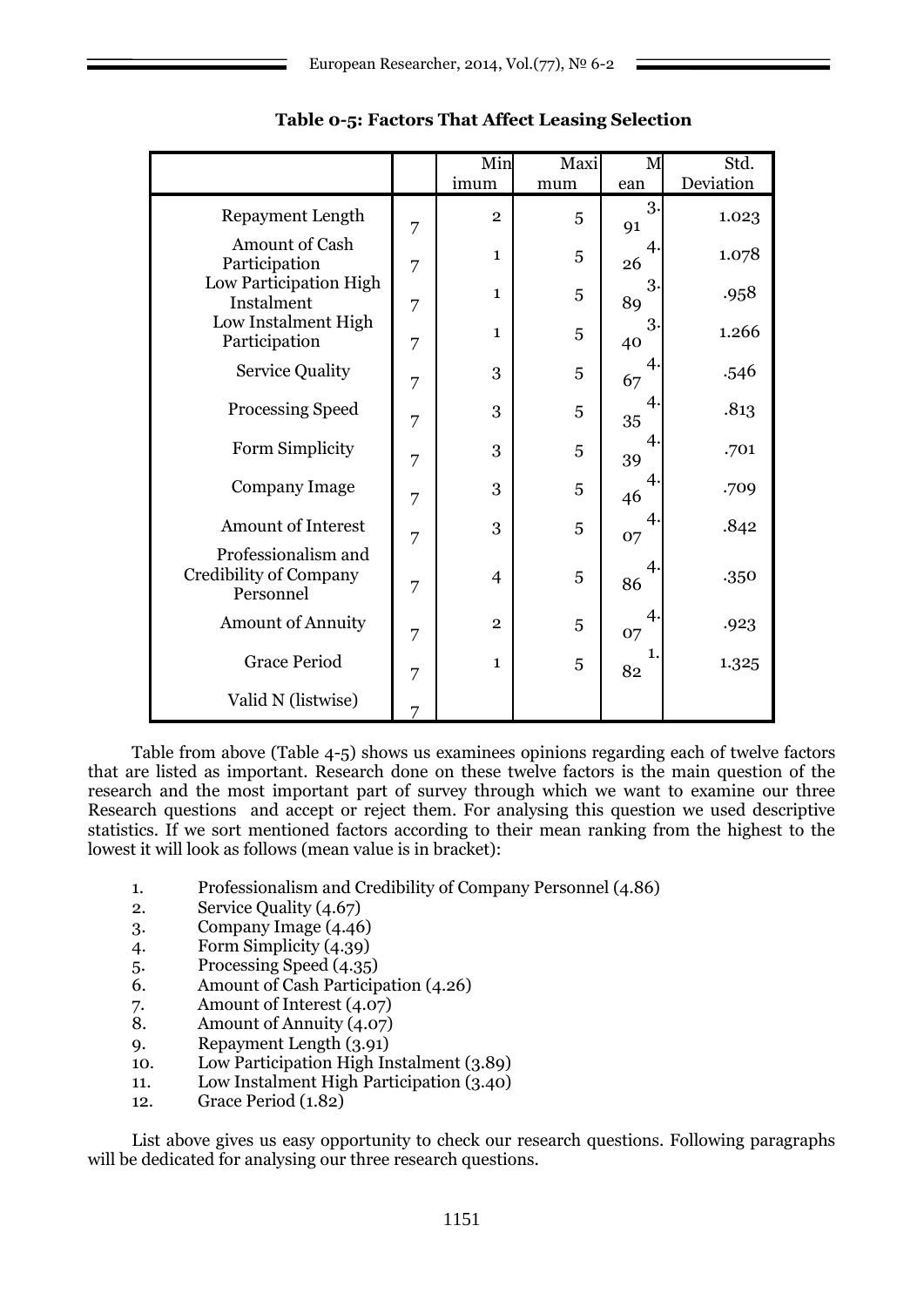**Table 0-5: Factors That Affect Leasing Selection**

| | | Minimum | Maximum | Mean | Std. Deviation |
|---|---|---|---|---|---|
| Repayment Length | 7 | 2 | 5 | 3.91 | 1.023 |
| Amount of Cash Participation | 7 | 1 | 5 | 4.26 | 1.078 |
| Low Participation High Instalment | 7 | 1 | 5 | 3.89 | .958 |
| Low Instalment High Participation | 7 | 1 | 5 | 3.40 | 1.266 |
| Service Quality | 7 | 3 | 5 | 4.67 | .546 |
| Processing Speed | 7 | 3 | 5 | 4.35 | .813 |
| Form Simplicity | 7 | 3 | 5 | 4.39 | .701 |
| Company Image | 7 | 3 | 5 | 4.46 | .709 |
| Amount of Interest | 7 | 3 | 5 | 4.07 | .842 |
| Professionalism and Credibility of Company Personnel | 7 | 4 | 5 | 4.86 | .350 |
| Amount of Annuity | 7 | 2 | 5 | 4.07 | .923 |
| Grace Period | 7 | 1 | 5 | 1.82 | 1.325 |
| Valid N (listwise) | 7 | | | | |

Table from above (Table 4-5) shows us examinees opinions regarding each of twelve factors that are listed as important. Research done on these twelve factors is the main question of the research and the most important part of survey through which we want to examine our three Research questions and accept or reject them. For analysing this question we used descriptive statistics. If we sort mentioned factors according to their mean ranking from the highest to the lowest it will look as follows (mean value is in bracket):

1. Professionalism and Credibility of Company Personnel (4.86)
2. Service Quality (4.67)
3. Company Image (4.46)
4. Form Simplicity (4.39)
5. Processing Speed (4.35)
6. Amount of Cash Participation (4.26)
7. Amount of Interest (4.07)
8. Amount of Annuity (4.07)
9. Repayment Length (3.91)
10. Low Participation High Instalment (3.89)
11. Low Instalment High Participation (3.40)
12. Grace Period (1.82)

List above gives us easy opportunity to check our research questions. Following paragraphs will be dedicated for analysing our three research questions.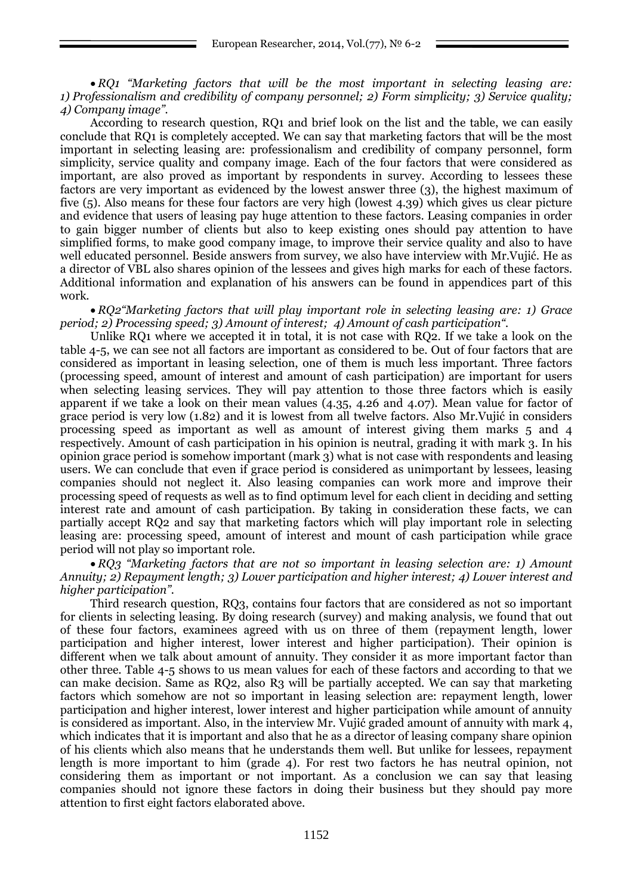- *RQ1 "Marketing factors that will be the most important in selecting leasing are: 1) Professionalism and credibility of company personnel; 2) Form simplicity; 3) Service quality; 4) Company image".*

According to research question, RQ1 and brief look on the list and the table, we can easily conclude that RQ1 is completely accepted. We can say that marketing factors that will be the most important in selecting leasing are: professionalism and credibility of company personnel, form simplicity, service quality and company image. Each of the four factors that were considered as important, are also proved as important by respondents in survey. According to lessees these factors are very important as evidenced by the lowest answer three (3), the highest maximum of five (5). Also means for these four factors are very high (lowest 4.39) which gives us clear picture and evidence that users of leasing pay huge attention to these factors. Leasing companies in order to gain bigger number of clients but also to keep existing ones should pay attention to have simplified forms, to make good company image, to improve their service quality and also to have well educated personnel. Beside answers from survey, we also have interview with Mr.Vujić. He as a director of VBL also shares opinion of the lessees and gives high marks for each of these factors. Additional information and explanation of his answers can be found in appendices part of this work.

- *RQ2"Marketing factors that will play important role in selecting leasing are: 1) Grace period; 2) Processing speed; 3) Amount of interest; 4) Amount of cash participation".*

Unlike RQ1 where we accepted it in total, it is not case with RQ2. If we take a look on the table 4-5, we can see not all factors are important as considered to be. Out of four factors that are considered as important in leasing selection, one of them is much less important. Three factors (processing speed, amount of interest and amount of cash participation) are important for users when selecting leasing services. They will pay attention to those three factors which is easily apparent if we take a look on their mean values (4.35, 4.26 and 4.07). Mean value for factor of grace period is very low (1.82) and it is lowest from all twelve factors. Also Mr.Vujić in considers processing speed as important as well as amount of interest giving them marks 5 and 4 respectively. Amount of cash participation in his opinion is neutral, grading it with mark 3. In his opinion grace period is somehow important (mark 3) what is not case with respondents and leasing users. We can conclude that even if grace period is considered as unimportant by lessees, leasing companies should not neglect it. Also leasing companies can work more and improve their processing speed of requests as well as to find optimum level for each client in deciding and setting interest rate and amount of cash participation. By taking in consideration these facts, we can partially accept RQ2 and say that marketing factors which will play important role in selecting leasing are: processing speed, amount of interest and mount of cash participation while grace period will not play so important role.

- *RQ3 "Marketing factors that are not so important in leasing selection are: 1) Amount Annuity; 2) Repayment length; 3) Lower participation and higher interest; 4) Lower interest and higher participation".*

Third research question, RQ3, contains four factors that are considered as not so important for clients in selecting leasing. By doing research (survey) and making analysis, we found that out of these four factors, examinees agreed with us on three of them (repayment length, lower participation and higher interest, lower interest and higher participation). Their opinion is different when we talk about amount of annuity. They consider it as more important factor than other three. Table 4-5 shows to us mean values for each of these factors and according to that we can make decision. Same as RQ2, also R3 will be partially accepted. We can say that marketing factors which somehow are not so important in leasing selection are: repayment length, lower participation and higher interest, lower interest and higher participation while amount of annuity is considered as important. Also, in the interview Mr. Vujić graded amount of annuity with mark 4, which indicates that it is important and also that he as a director of leasing company share opinion of his clients which also means that he understands them well. But unlike for lessees, repayment length is more important to him (grade 4). For rest two factors he has neutral opinion, not considering them as important or not important. As a conclusion we can say that leasing companies should not ignore these factors in doing their business but they should pay more attention to first eight factors elaborated above.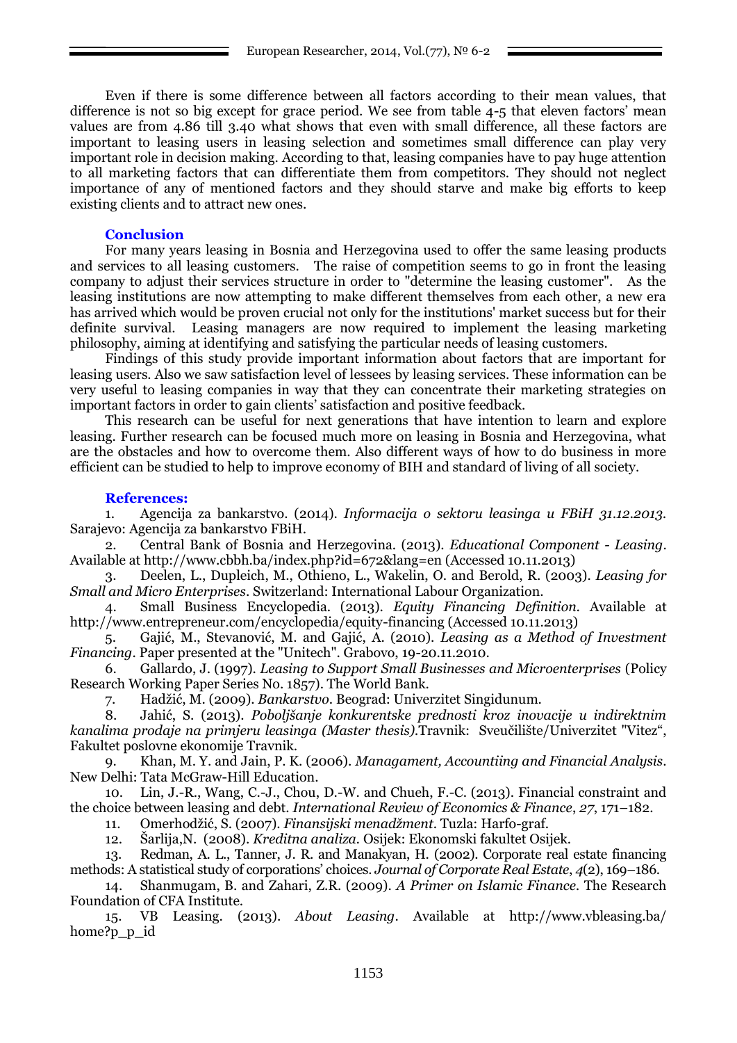Even if there is some difference between all factors according to their mean values, that difference is not so big except for grace period. We see from table 4-5 that eleven factors' mean values are from 4.86 till 3.40 what shows that even with small difference, all these factors are important to leasing users in leasing selection and sometimes small difference can play very important role in decision making. According to that, leasing companies have to pay huge attention to all marketing factors that can differentiate them from competitors. They should not neglect importance of any of mentioned factors and they should starve and make big efforts to keep existing clients and to attract new ones.

## Conclusion

For many years leasing in Bosnia and Herzegovina used to offer the same leasing products and services to all leasing customers. The raise of competition seems to go in front the leasing company to adjust their services structure in order to "determine the leasing customer". As the leasing institutions are now attempting to make different themselves from each other, a new era has arrived which would be proven crucial not only for the institutions' market success but for their definite survival. Leasing managers are now required to implement the leasing marketing philosophy, aiming at identifying and satisfying the particular needs of leasing customers.

Findings of this study provide important information about factors that are important for leasing users. Also we saw satisfaction level of lessees by leasing services. These information can be very useful to leasing companies in way that they can concentrate their marketing strategies on important factors in order to gain clients' satisfaction and positive feedback.

This research can be useful for next generations that have intention to learn and explore leasing. Further research can be focused much more on leasing in Bosnia and Herzegovina, what are the obstacles and how to overcome them. Also different ways of how to do business in more efficient can be studied to help to improve economy of BIH and standard of living of all society.

## References:

1. Agencija za bankarstvo. (2014). *Informacija o sektoru leasinga u FBiH 31.12.2013.* Sarajevo: Agencija za bankarstvo FBiH.
2. Central Bank of Bosnia and Herzegovina. (2013). *Educational Component - Leasing*. Available at http://www.cbbh.ba/index.php?id=672&lang=en (Accessed 10.11.2013)
3. Deelen, L., Dupleich, M., Othieno, L., Wakelin, O. and Berold, R. (2003). *Leasing for Small and Micro Enterprises*. Switzerland: International Labour Organization.
4. Small Business Encyclopedia. (2013). *Equity Financing Definition.* Available at http://www.entrepreneur.com/encyclopedia/equity-financing (Accessed 10.11.2013)
5. Gajić, M., Stevanović, M. and Gajić, A. (2010). *Leasing as a Method of Investment Financing*. Paper presented at the "Unitech". Grabovo, 19-20.11.2010.
6. Gallardo, J. (1997). *Leasing to Support Small Businesses and Microenterprises* (Policy Research Working Paper Series No. 1857). The World Bank.
7. Hadžić, M. (2009). *Bankarstvo*. Beograd: Univerzitet Singidunum.
8. Jahić, S. (2013). *Poboljšanje konkurentske prednosti kroz inovacije u indirektnim kanalima prodaje na primjeru leasinga (Master thesis)*.Travnik: Sveučilište/Univerzitet "Vitez", Fakultet poslovne ekonomije Travnik.
9. Khan, M. Y. and Jain, P. K. (2006). *Managament, Accountiing and Financial Analysis*. New Delhi: Tata McGraw-Hill Education.
10. Lin, J.-R., Wang, C.-J., Chou, D.-W. and Chueh, F.-C. (2013). Financial constraint and the choice between leasing and debt. *International Review of Economics & Finance*, *27*, 171–182.
11. Omerhodžić, S. (2007). *Finansijski menadžment*. Tuzla: Harfo-graf.
12. Šarlija,N. (2008). *Kreditna analiza*. Osijek: Ekonomski fakultet Osijek.
13. Redman, A. L., Tanner, J. R. and Manakyan, H. (2002). Corporate real estate financing methods: A statistical study of corporations' choices. *Journal of Corporate Real Estate*, *4*(2), 169–186.
14. Shanmugam, B. and Zahari, Z.R. (2009). *A Primer on Islamic Finance*. The Research Foundation of CFA Institute.
15. VB Leasing. (2013). *About Leasing*. Available at http://www.vbleasing.ba/home?p_p_id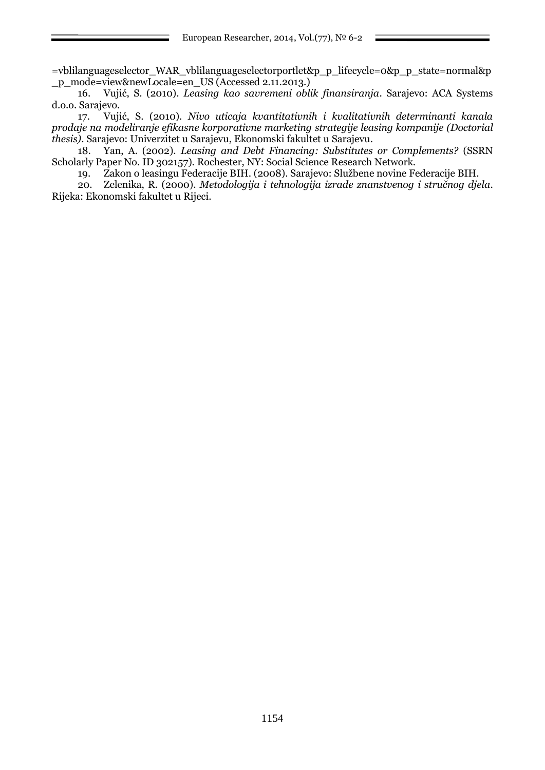=vblilanguageselector_WAR_vblilanguageselectorportlet&p_p_lifecycle=0&p_p_state=normal&p_p_mode=view&newLocale=en_US (Accessed 2.11.2013.)

16. Vujić, S. (2010). *Leasing kao savremeni oblik finansiranja*. Sarajevo: ACA Systems d.o.o. Sarajevo.

17. Vujić, S. (2010). *Nivo uticaja kvantitativnih i kvalitativnih determinanti kanala prodaje na modeliranje efikasne korporativne marketing strategije leasing kompanije (Doctorial thesis)*. Sarajevo: Univerzitet u Sarajevu, Ekonomski fakultet u Sarajevu.

18. Yan, A. (2002). *Leasing and Debt Financing: Substitutes or Complements?* (SSRN Scholarly Paper No. ID 302157). Rochester, NY: Social Science Research Network.

19. Zakon o leasingu Federacije BIH. (2008). Sarajevo: Službene novine Federacije BIH.

20. Zelenika, R. (2000). *Metodologija i tehnologija izrade znanstvenog i stručnog djela*. Rijeka: Ekonomski fakultet u Rijeci.